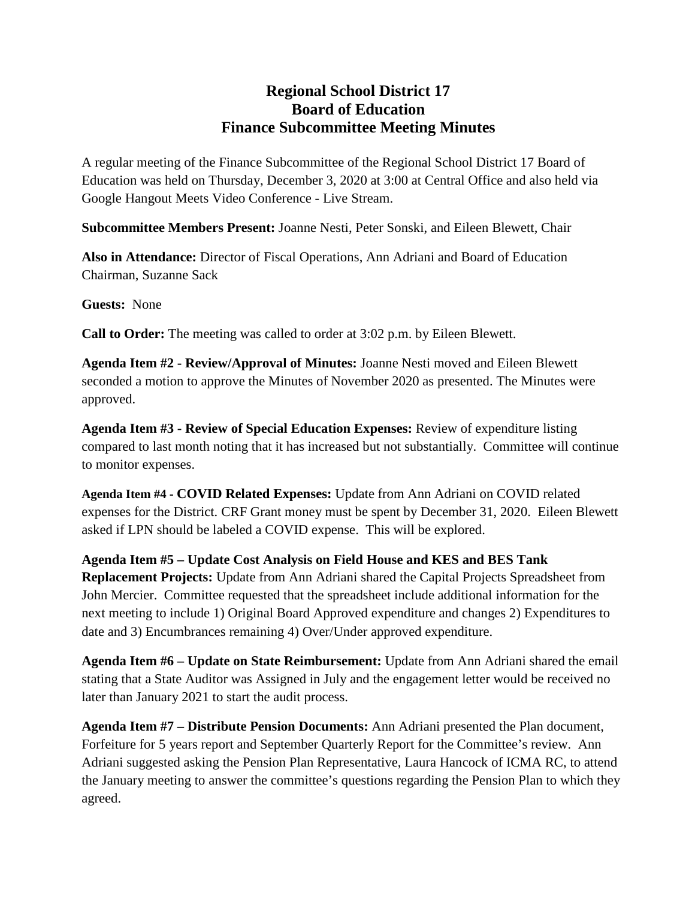# Regional School District 17
# Board of Education
# Finance Subcommittee Meeting Minutes

A regular meeting of the Finance Subcommittee of the Regional School District 17 Board of Education was held on Thursday, December 3, 2020 at 3:00 at Central Office and also held via Google Hangout Meets Video Conference - Live Stream.

**Subcommittee Members Present:** Joanne Nesti, Peter Sonski, and Eileen Blewett, Chair

**Also in Attendance:** Director of Fiscal Operations, Ann Adriani and Board of Education Chairman, Suzanne Sack

**Guests:** None

**Call to Order:** The meeting was called to order at 3:02 p.m. by Eileen Blewett.

**Agenda Item #2 - Review/Approval of Minutes:** Joanne Nesti moved and Eileen Blewett seconded a motion to approve the Minutes of November 2020 as presented. The Minutes were approved.

**Agenda Item #3 - Review of Special Education Expenses:** Review of expenditure listing compared to last month noting that it has increased but not substantially. Committee will continue to monitor expenses.

**Agenda Item #4 - COVID Related Expenses:** Update from Ann Adriani on COVID related expenses for the District. CRF Grant money must be spent by December 31, 2020. Eileen Blewett asked if LPN should be labeled a COVID expense. This will be explored.

**Agenda Item #5 – Update Cost Analysis on Field House and KES and BES Tank Replacement Projects:** Update from Ann Adriani shared the Capital Projects Spreadsheet from John Mercier. Committee requested that the spreadsheet include additional information for the next meeting to include 1) Original Board Approved expenditure and changes 2) Expenditures to date and 3) Encumbrances remaining 4) Over/Under approved expenditure.

**Agenda Item #6 – Update on State Reimbursement:** Update from Ann Adriani shared the email stating that a State Auditor was Assigned in July and the engagement letter would be received no later than January 2021 to start the audit process.

**Agenda Item #7 – Distribute Pension Documents:** Ann Adriani presented the Plan document, Forfeiture for 5 years report and September Quarterly Report for the Committee's review. Ann Adriani suggested asking the Pension Plan Representative, Laura Hancock of ICMA RC, to attend the January meeting to answer the committee's questions regarding the Pension Plan to which they agreed.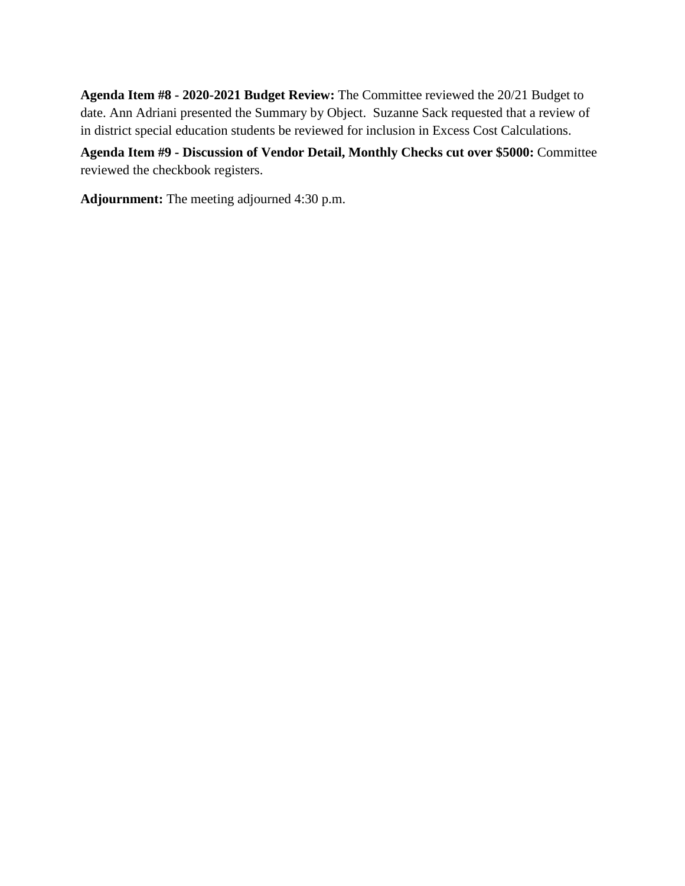**Agenda Item #8 - 2020-2021 Budget Review:** The Committee reviewed the 20/21 Budget to date. Ann Adriani presented the Summary by Object. Suzanne Sack requested that a review of in district special education students be reviewed for inclusion in Excess Cost Calculations.

**Agenda Item #9 - Discussion of Vendor Detail, Monthly Checks cut over $5000:** Committee reviewed the checkbook registers.

**Adjournment:** The meeting adjourned 4:30 p.m.